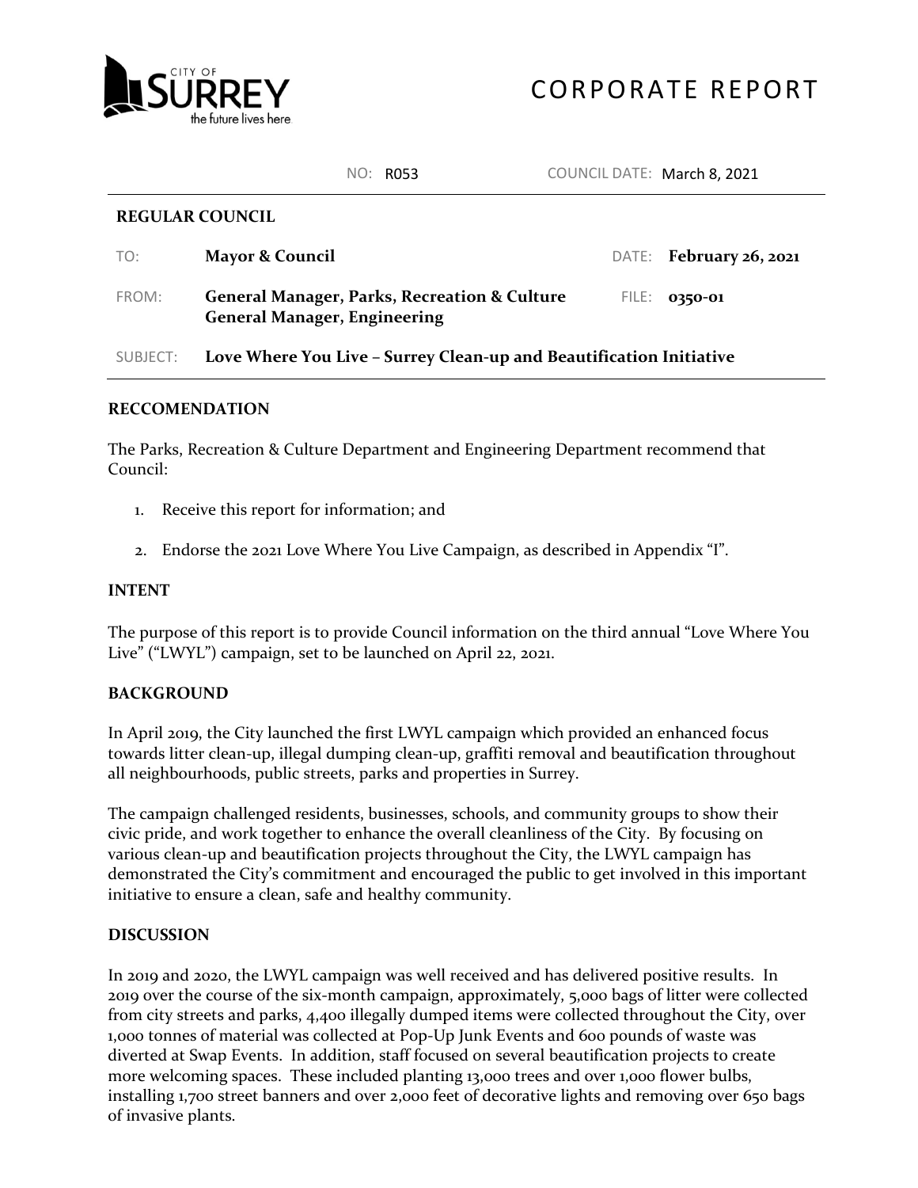CITY OF SURREY
the future lives here

# CORPORATE REPORT

NO: R053 COUNCIL DATE: March 8, 2021

**REGULAR COUNCIL**

| | | | |
|---|---|---|---|
| TO: | **Mayor & Council** | DATE: | **February 26, 2021** |
| FROM: | **General Manager, Parks, Recreation & Culture** **General Manager, Engineering** | FILE: | **0350-01** |
| SUBJECT: | **Love Where You Live – Surrey Clean-up and Beautification Initiative** | | |

## RECCOMENDATION

The Parks, Recreation & Culture Department and Engineering Department recommend that Council:

1. Receive this report for information; and
2. Endorse the 2021 Love Where You Live Campaign, as described in Appendix "I".

## INTENT

The purpose of this report is to provide Council information on the third annual "Love Where You Live" ("LWYL") campaign, set to be launched on April 22, 2021.

## BACKGROUND

In April 2019, the City launched the first LWYL campaign which provided an enhanced focus towards litter clean-up, illegal dumping clean-up, graffiti removal and beautification throughout all neighbourhoods, public streets, parks and properties in Surrey.

The campaign challenged residents, businesses, schools, and community groups to show their civic pride, and work together to enhance the overall cleanliness of the City. By focusing on various clean-up and beautification projects throughout the City, the LWYL campaign has demonstrated the City's commitment and encouraged the public to get involved in this important initiative to ensure a clean, safe and healthy community.

## DISCUSSION

In 2019 and 2020, the LWYL campaign was well received and has delivered positive results. In 2019 over the course of the six-month campaign, approximately, 5,000 bags of litter were collected from city streets and parks, 4,400 illegally dumped items were collected throughout the City, over 1,000 tonnes of material was collected at Pop-Up Junk Events and 600 pounds of waste was diverted at Swap Events. In addition, staff focused on several beautification projects to create more welcoming spaces. These included planting 13,000 trees and over 1,000 flower bulbs, installing 1,700 street banners and over 2,000 feet of decorative lights and removing over 650 bags of invasive plants.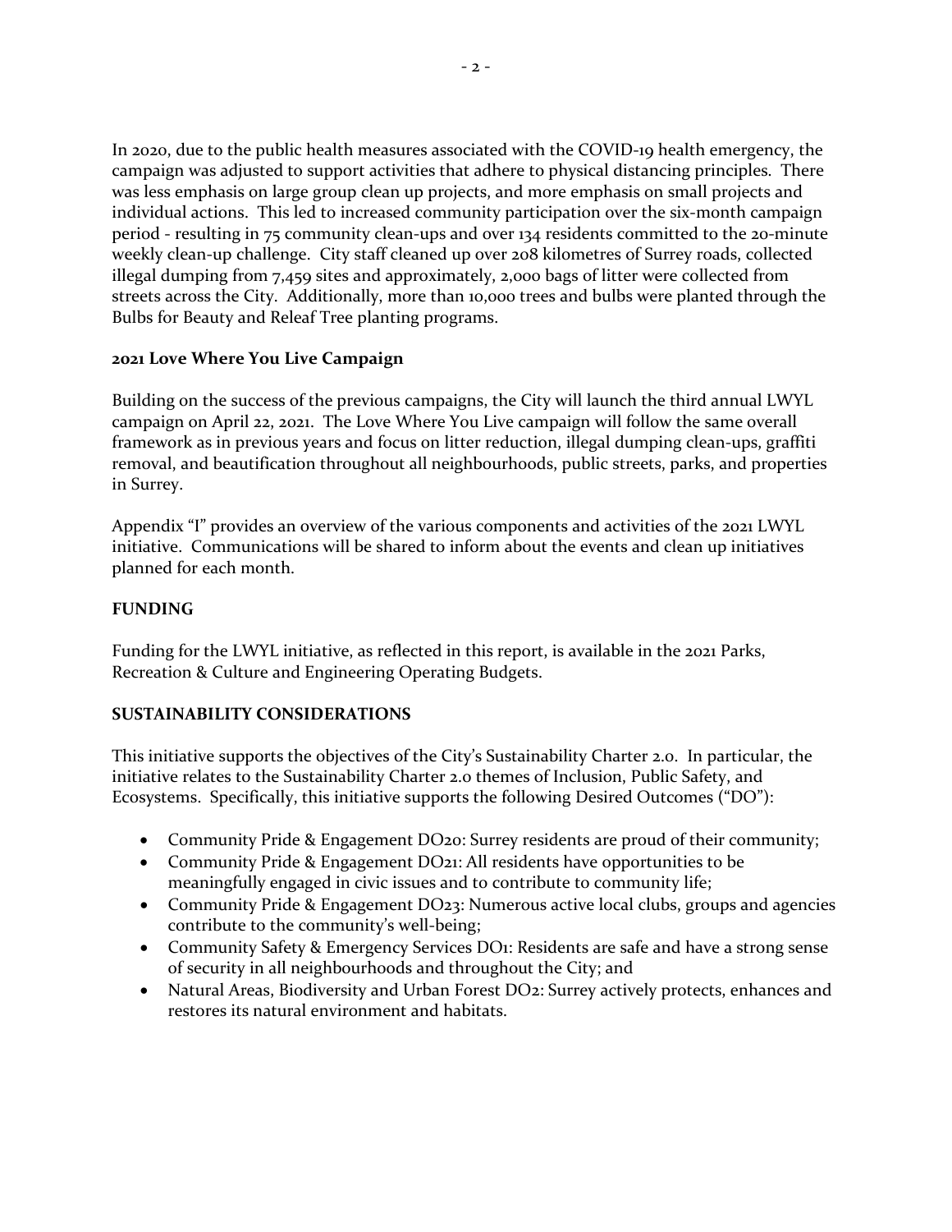In 2020, due to the public health measures associated with the COVID-19 health emergency, the campaign was adjusted to support activities that adhere to physical distancing principles. There was less emphasis on large group clean up projects, and more emphasis on small projects and individual actions. This led to increased community participation over the six-month campaign period - resulting in 75 community clean-ups and over 134 residents committed to the 20-minute weekly clean-up challenge. City staff cleaned up over 208 kilometres of Surrey roads, collected illegal dumping from 7,459 sites and approximately, 2,000 bags of litter were collected from streets across the City. Additionally, more than 10,000 trees and bulbs were planted through the Bulbs for Beauty and Releaf Tree planting programs.

**2021 Love Where You Live Campaign**

Building on the success of the previous campaigns, the City will launch the third annual LWYL campaign on April 22, 2021. The Love Where You Live campaign will follow the same overall framework as in previous years and focus on litter reduction, illegal dumping clean-ups, graffiti removal, and beautification throughout all neighbourhoods, public streets, parks, and properties in Surrey.

Appendix "I" provides an overview of the various components and activities of the 2021 LWYL initiative. Communications will be shared to inform about the events and clean up initiatives planned for each month.

## FUNDING

Funding for the LWYL initiative, as reflected in this report, is available in the 2021 Parks, Recreation & Culture and Engineering Operating Budgets.

## SUSTAINABILITY CONSIDERATIONS

This initiative supports the objectives of the City's Sustainability Charter 2.0. In particular, the initiative relates to the Sustainability Charter 2.0 themes of Inclusion, Public Safety, and Ecosystems. Specifically, this initiative supports the following Desired Outcomes ("DO"):

- Community Pride & Engagement DO20: Surrey residents are proud of their community;
- Community Pride & Engagement DO21: All residents have opportunities to be meaningfully engaged in civic issues and to contribute to community life;
- Community Pride & Engagement DO23: Numerous active local clubs, groups and agencies contribute to the community's well-being;
- Community Safety & Emergency Services DO1: Residents are safe and have a strong sense of security in all neighbourhoods and throughout the City; and
- Natural Areas, Biodiversity and Urban Forest DO2: Surrey actively protects, enhances and restores its natural environment and habitats.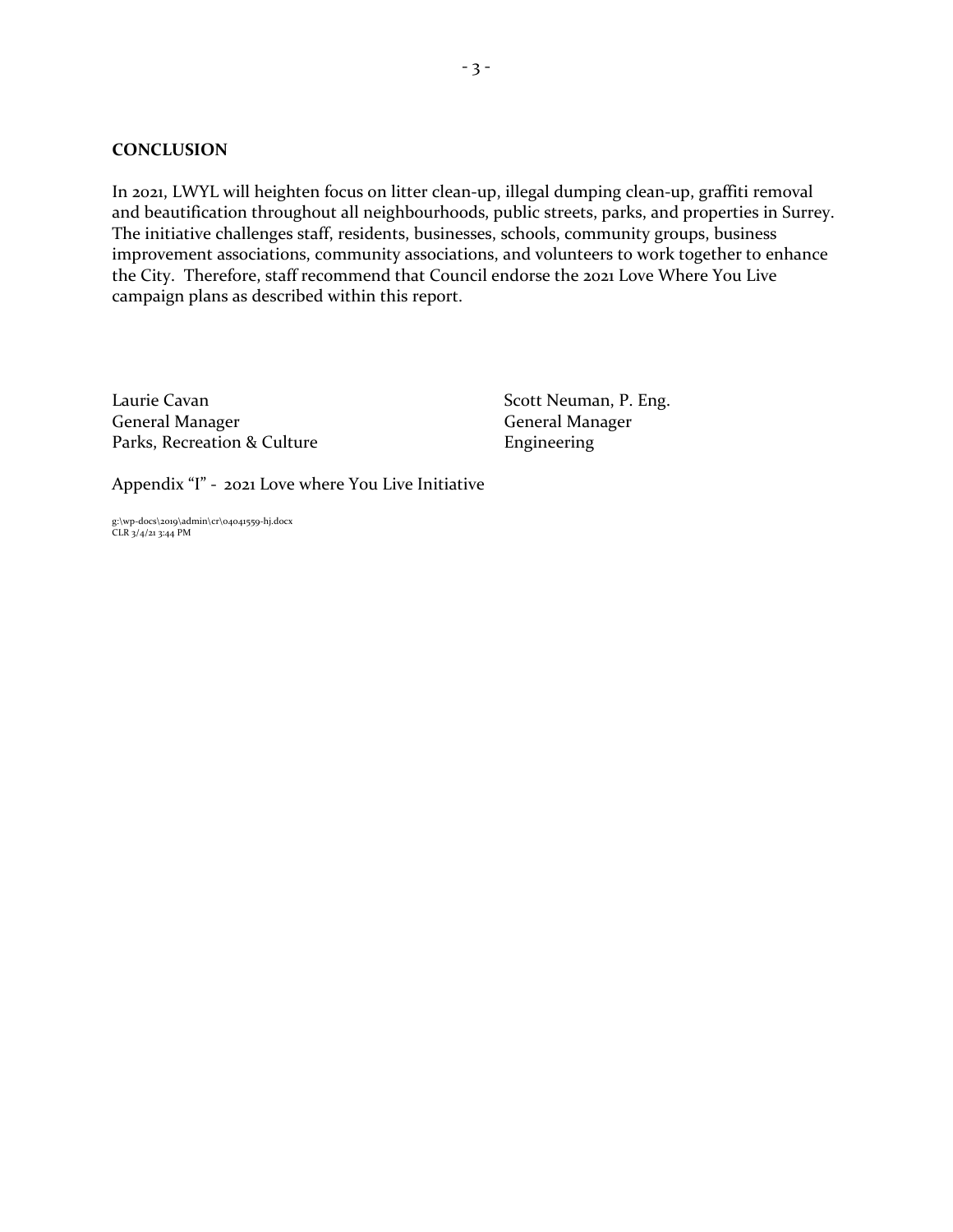## CONCLUSION

In 2021, LWYL will heighten focus on litter clean-up, illegal dumping clean-up, graffiti removal and beautification throughout all neighbourhoods, public streets, parks, and properties in Surrey. The initiative challenges staff, residents, businesses, schools, community groups, business improvement associations, community associations, and volunteers to work together to enhance the City. Therefore, staff recommend that Council endorse the 2021 Love Where You Live campaign plans as described within this report.

Laurie Cavan
General Manager
Parks, Recreation & Culture

Scott Neuman, P. Eng.
General Manager
Engineering

Appendix "I" - 2021 Love where You Live Initiative

g:\wp-docs\2019\admin\cr\04041559-hj.docx
CLR 3/4/21 3:44 PM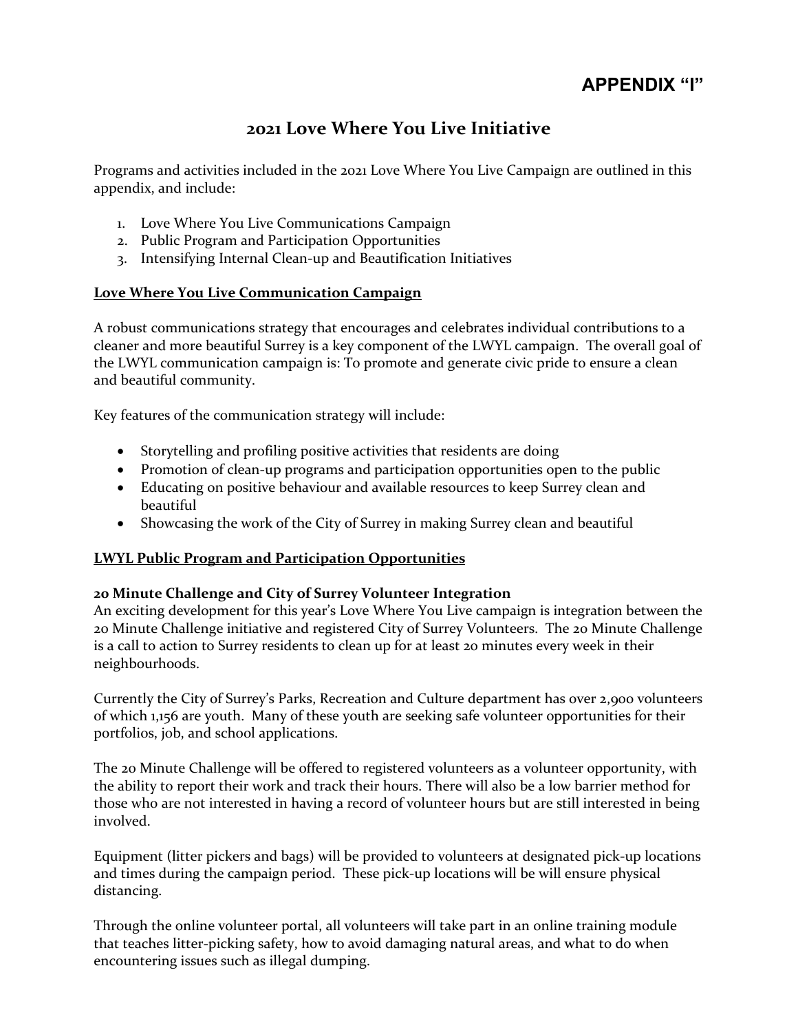# APPENDIX "I"

## 2021 Love Where You Live Initiative

Programs and activities included in the 2021 Love Where You Live Campaign are outlined in this appendix, and include:

1. Love Where You Live Communications Campaign
2. Public Program and Participation Opportunities
3. Intensifying Internal Clean-up and Beautification Initiatives

### Love Where You Live Communication Campaign

A robust communications strategy that encourages and celebrates individual contributions to a cleaner and more beautiful Surrey is a key component of the LWYL campaign. The overall goal of the LWYL communication campaign is: To promote and generate civic pride to ensure a clean and beautiful community.

Key features of the communication strategy will include:

- Storytelling and profiling positive activities that residents are doing
- Promotion of clean-up programs and participation opportunities open to the public
- Educating on positive behaviour and available resources to keep Surrey clean and beautiful
- Showcasing the work of the City of Surrey in making Surrey clean and beautiful

### LWYL Public Program and Participation Opportunities

**20 Minute Challenge and City of Surrey Volunteer Integration**

An exciting development for this year's Love Where You Live campaign is integration between the 20 Minute Challenge initiative and registered City of Surrey Volunteers. The 20 Minute Challenge is a call to action to Surrey residents to clean up for at least 20 minutes every week in their neighbourhoods.

Currently the City of Surrey's Parks, Recreation and Culture department has over 2,900 volunteers of which 1,156 are youth. Many of these youth are seeking safe volunteer opportunities for their portfolios, job, and school applications.

The 20 Minute Challenge will be offered to registered volunteers as a volunteer opportunity, with the ability to report their work and track their hours. There will also be a low barrier method for those who are not interested in having a record of volunteer hours but are still interested in being involved.

Equipment (litter pickers and bags) will be provided to volunteers at designated pick-up locations and times during the campaign period. These pick-up locations will be will ensure physical distancing.

Through the online volunteer portal, all volunteers will take part in an online training module that teaches litter-picking safety, how to avoid damaging natural areas, and what to do when encountering issues such as illegal dumping.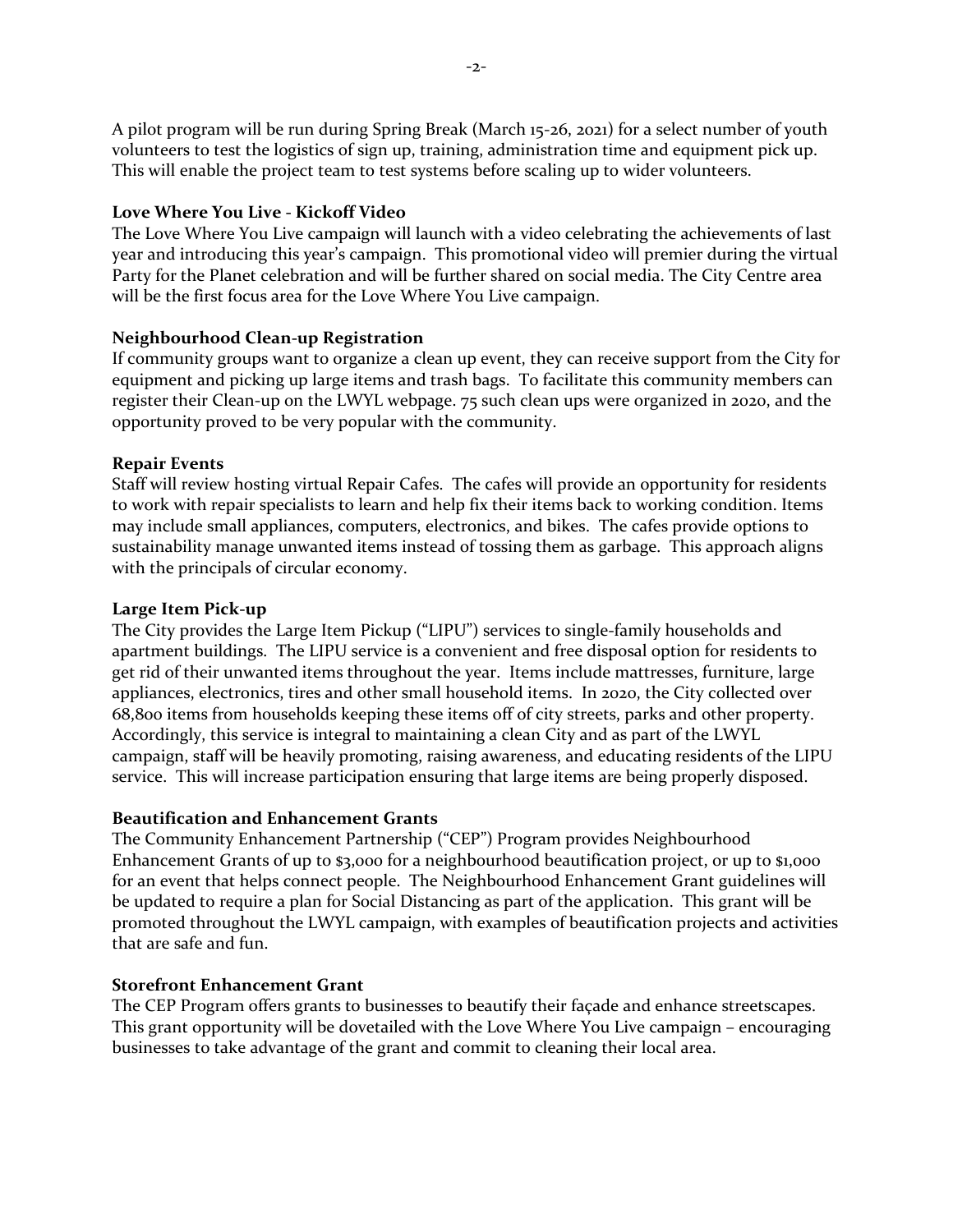A pilot program will be run during Spring Break (March 15-26, 2021) for a select number of youth volunteers to test the logistics of sign up, training, administration time and equipment pick up. This will enable the project team to test systems before scaling up to wider volunteers.

**Love Where You Live - Kickoff Video**

The Love Where You Live campaign will launch with a video celebrating the achievements of last year and introducing this year's campaign. This promotional video will premier during the virtual Party for the Planet celebration and will be further shared on social media. The City Centre area will be the first focus area for the Love Where You Live campaign.

**Neighbourhood Clean-up Registration**

If community groups want to organize a clean up event, they can receive support from the City for equipment and picking up large items and trash bags. To facilitate this community members can register their Clean-up on the LWYL webpage. 75 such clean ups were organized in 2020, and the opportunity proved to be very popular with the community.

**Repair Events**

Staff will review hosting virtual Repair Cafes. The cafes will provide an opportunity for residents to work with repair specialists to learn and help fix their items back to working condition. Items may include small appliances, computers, electronics, and bikes. The cafes provide options to sustainability manage unwanted items instead of tossing them as garbage. This approach aligns with the principals of circular economy.

**Large Item Pick-up**

The City provides the Large Item Pickup ("LIPU") services to single-family households and apartment buildings. The LIPU service is a convenient and free disposal option for residents to get rid of their unwanted items throughout the year. Items include mattresses, furniture, large appliances, electronics, tires and other small household items. In 2020, the City collected over 68,800 items from households keeping these items off of city streets, parks and other property. Accordingly, this service is integral to maintaining a clean City and as part of the LWYL campaign, staff will be heavily promoting, raising awareness, and educating residents of the LIPU service. This will increase participation ensuring that large items are being properly disposed.

**Beautification and Enhancement Grants**

The Community Enhancement Partnership ("CEP") Program provides Neighbourhood Enhancement Grants of up to $3,000 for a neighbourhood beautification project, or up to $1,000 for an event that helps connect people. The Neighbourhood Enhancement Grant guidelines will be updated to require a plan for Social Distancing as part of the application. This grant will be promoted throughout the LWYL campaign, with examples of beautification projects and activities that are safe and fun.

**Storefront Enhancement Grant**

The CEP Program offers grants to businesses to beautify their façade and enhance streetscapes. This grant opportunity will be dovetailed with the Love Where You Live campaign – encouraging businesses to take advantage of the grant and commit to cleaning their local area.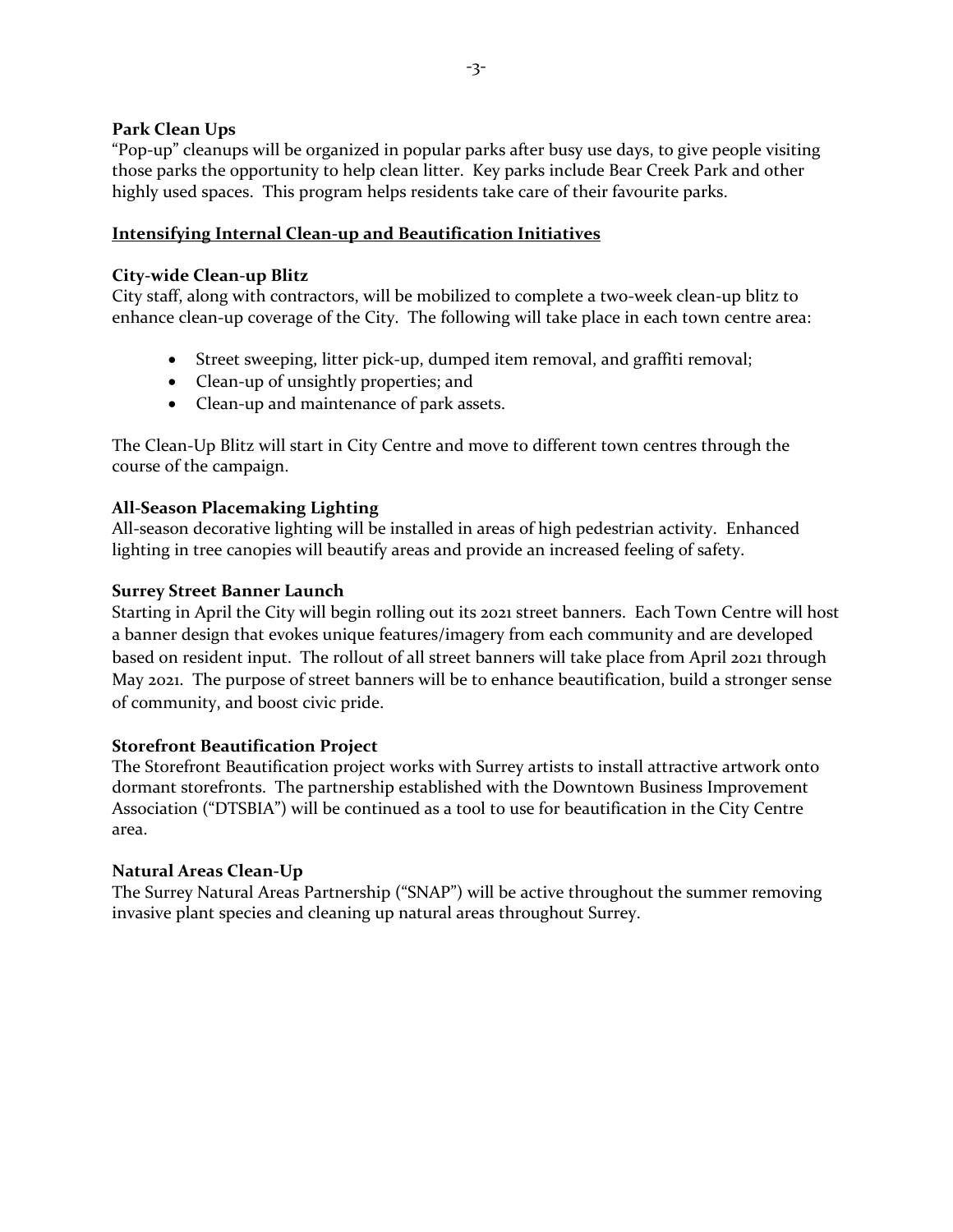**Park Clean Ups**

"Pop-up" cleanups will be organized in popular parks after busy use days, to give people visiting those parks the opportunity to help clean litter. Key parks include Bear Creek Park and other highly used spaces. This program helps residents take care of their favourite parks.

## Intensifying Internal Clean-up and Beautification Initiatives

**City-wide Clean-up Blitz**

City staff, along with contractors, will be mobilized to complete a two-week clean-up blitz to enhance clean-up coverage of the City. The following will take place in each town centre area:

- Street sweeping, litter pick-up, dumped item removal, and graffiti removal;
- Clean-up of unsightly properties; and
- Clean-up and maintenance of park assets.

The Clean-Up Blitz will start in City Centre and move to different town centres through the course of the campaign.

**All-Season Placemaking Lighting**

All-season decorative lighting will be installed in areas of high pedestrian activity. Enhanced lighting in tree canopies will beautify areas and provide an increased feeling of safety.

**Surrey Street Banner Launch**

Starting in April the City will begin rolling out its 2021 street banners. Each Town Centre will host a banner design that evokes unique features/imagery from each community and are developed based on resident input. The rollout of all street banners will take place from April 2021 through May 2021. The purpose of street banners will be to enhance beautification, build a stronger sense of community, and boost civic pride.

**Storefront Beautification Project**

The Storefront Beautification project works with Surrey artists to install attractive artwork onto dormant storefronts. The partnership established with the Downtown Business Improvement Association ("DTSBIA") will be continued as a tool to use for beautification in the City Centre area.

**Natural Areas Clean-Up**

The Surrey Natural Areas Partnership ("SNAP") will be active throughout the summer removing invasive plant species and cleaning up natural areas throughout Surrey.